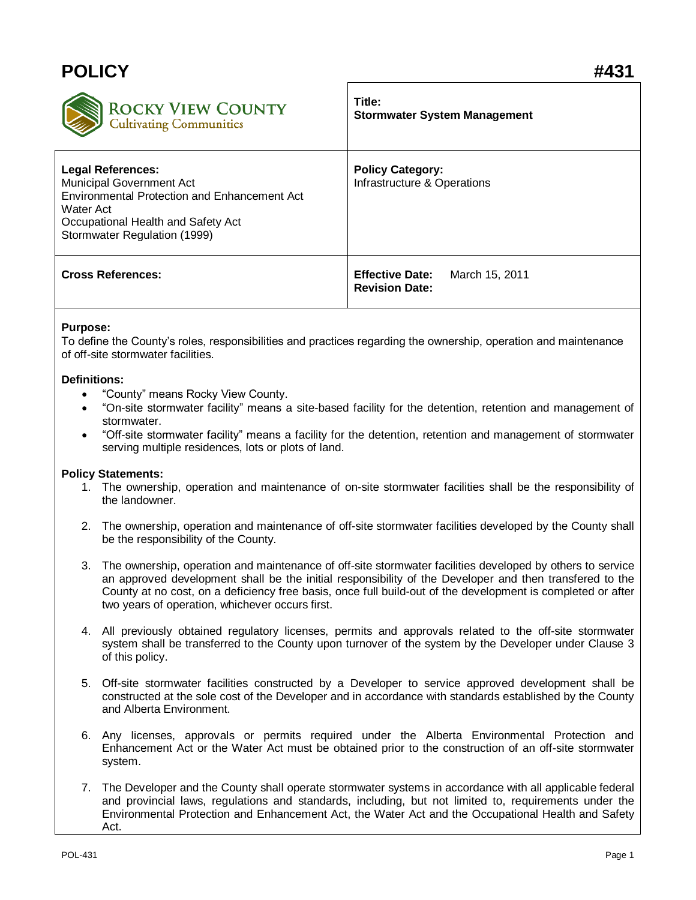# POLICY #431

| ROCKY VIEW COUNTY<br>Cultivating Communities | **Title:**<br>**Stormwater System Management** |
|---|---|
| **Legal References:**<br>Municipal Government Act<br>Environmental Protection and Enhancement Act<br>Water Act<br>Occupational Health and Safety Act<br>Stormwater Regulation (1999) | **Policy Category:**<br>Infrastructure & Operations |
| **Cross References:** | **Effective Date:** March 15, 2011<br>**Revision Date:** |

**Purpose:**
To define the County's roles, responsibilities and practices regarding the ownership, operation and maintenance of off-site stormwater facilities.

**Definitions:**

- "County" means Rocky View County.
- "On-site stormwater facility" means a site-based facility for the detention, retention and management of stormwater.
- "Off-site stormwater facility" means a facility for the detention, retention and management of stormwater serving multiple residences, lots or plots of land.

**Policy Statements:**

1. The ownership, operation and maintenance of on-site stormwater facilities shall be the responsibility of the landowner.

2. The ownership, operation and maintenance of off-site stormwater facilities developed by the County shall be the responsibility of the County.

3. The ownership, operation and maintenance of off-site stormwater facilities developed by others to service an approved development shall be the initial responsibility of the Developer and then transfered to the County at no cost, on a deficiency free basis, once full build-out of the development is completed or after two years of operation, whichever occurs first.

4. All previously obtained regulatory licenses, permits and approvals related to the off-site stormwater system shall be transferred to the County upon turnover of the system by the Developer under Clause 3 of this policy.

5. Off-site stormwater facilities constructed by a Developer to service approved development shall be constructed at the sole cost of the Developer and in accordance with standards established by the County and Alberta Environment.

6. Any licenses, approvals or permits required under the Alberta Environmental Protection and Enhancement Act or the Water Act must be obtained prior to the construction of an off-site stormwater system.

7. The Developer and the County shall operate stormwater systems in accordance with all applicable federal and provincial laws, regulations and standards, including, but not limited to, requirements under the Environmental Protection and Enhancement Act, the Water Act and the Occupational Health and Safety Act.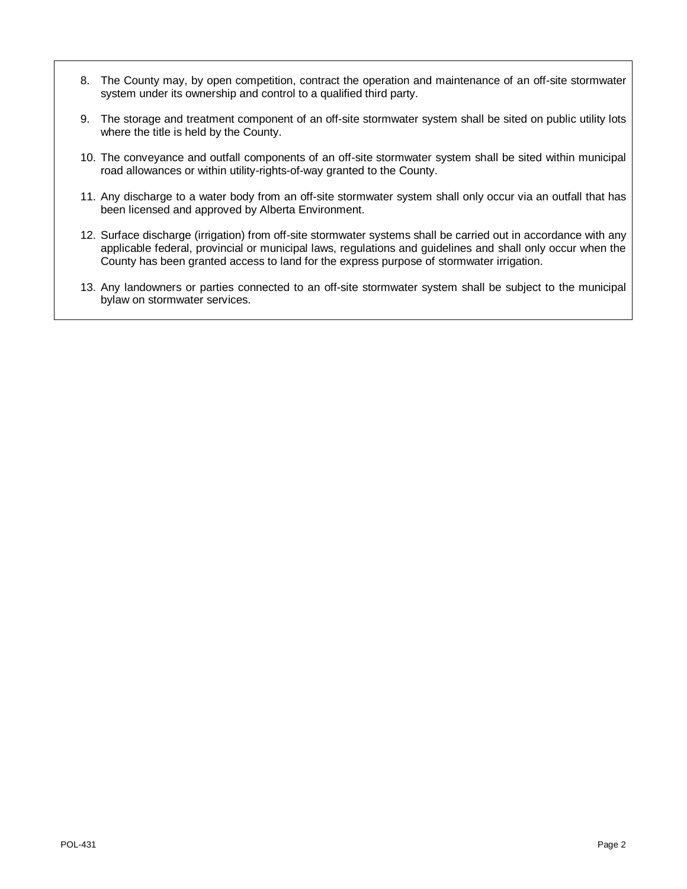8. The County may, by open competition, contract the operation and maintenance of an off-site stormwater system under its ownership and control to a qualified third party.

9. The storage and treatment component of an off-site stormwater system shall be sited on public utility lots where the title is held by the County.

10. The conveyance and outfall components of an off-site stormwater system shall be sited within municipal road allowances or within utility-rights-of-way granted to the County.

11. Any discharge to a water body from an off-site stormwater system shall only occur via an outfall that has been licensed and approved by Alberta Environment.

12. Surface discharge (irrigation) from off-site stormwater systems shall be carried out in accordance with any applicable federal, provincial or municipal laws, regulations and guidelines and shall only occur when the County has been granted access to land for the express purpose of stormwater irrigation.

13. Any landowners or parties connected to an off-site stormwater system shall be subject to the municipal bylaw on stormwater services.